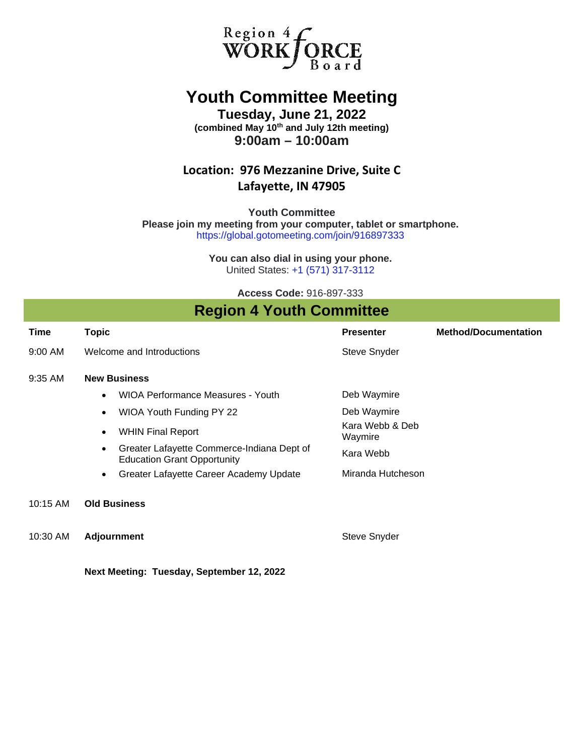Region 4 WORKFORCE Board

# Youth Committee Meeting

## Tuesday, June 21, 2022

**(combined May 10th and July 12th meeting)**

## 9:00am – 10:00am

### Location: 976 Mezzanine Drive, Suite C
### Lafayette, IN 47905

**Youth Committee**
**Please join my meeting from your computer, tablet or smartphone.**
https://global.gotomeeting.com/join/916897333

**You can also dial in using your phone.**
United States: +1 (571) 317-3112

**Access Code:** 916-897-333

## Region 4 Youth Committee

| Time | Topic | Presenter | Method/Documentation |
|---|---|---|---|
| 9:00 AM | Welcome and Introductions | Steve Snyder | |
| 9:35 AM | **New Business** | | |
| | • WIOA Performance Measures - Youth | Deb Waymire | |
| | • WIOA Youth Funding PY 22 | Deb Waymire | |
| | • WHIN Final Report | Kara Webb & Deb Waymire | |
| | • Greater Lafayette Commerce-Indiana Dept of Education Grant Opportunity | Kara Webb | |
| | • Greater Lafayette Career Academy Update | Miranda Hutcheson | |
| 10:15 AM | **Old Business** | | |
| 10:30 AM | **Adjournment** | Steve Snyder | |

**Next Meeting: Tuesday, September 12, 2022**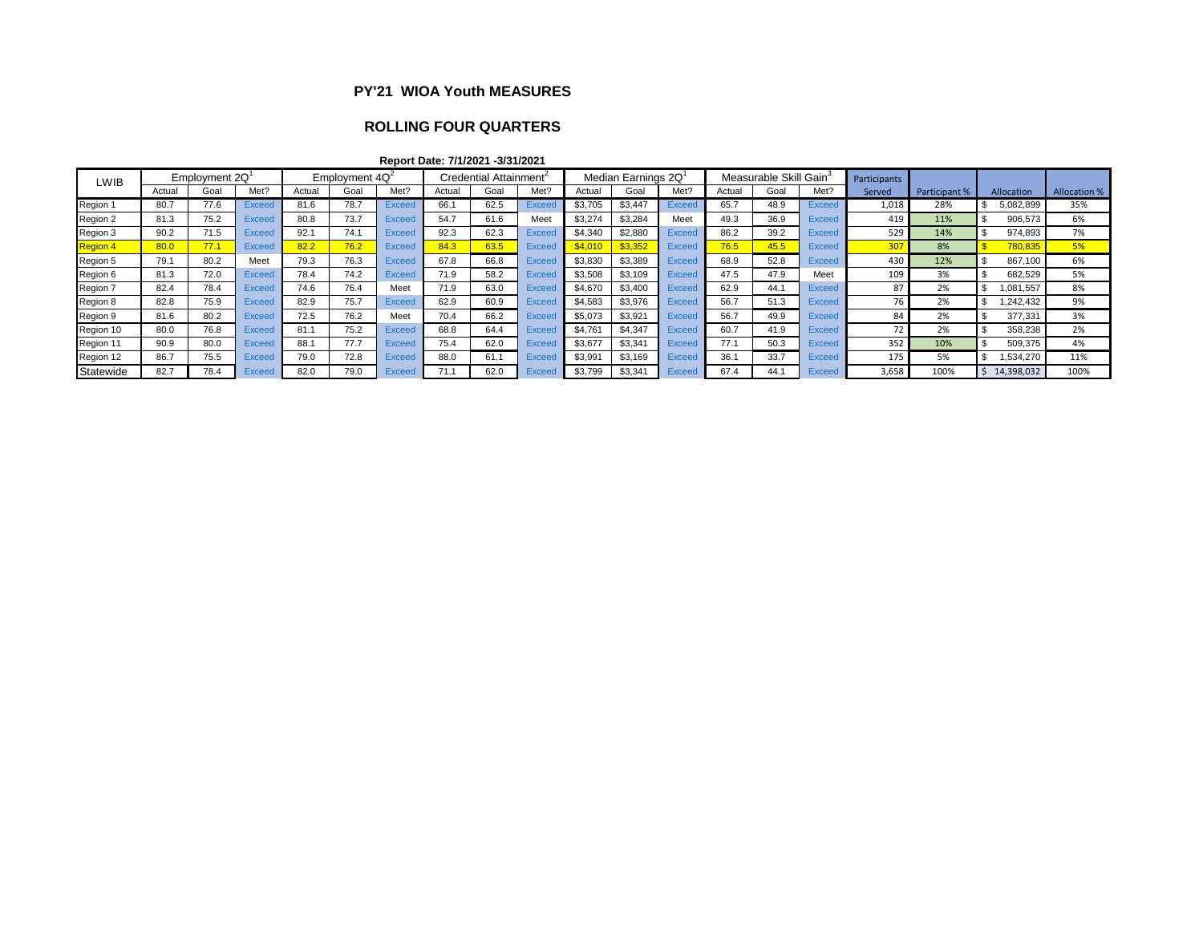# PY'21 WIOA Youth MEASURES

## ROLLING FOUR QUARTERS

**Report Date: 7/1/2021 -3/31/2021**

| LWIB | Employment 2Q[1] | | | Employment 4Q[2] | | | Credential Attainment[2] | | | Median Earnings 2Q[1] | | | Measurable Skill Gain[3] | | | Participants Served | Participant % | Allocation | Allocation % |
|---|---|---|---|---|---|---|---|---|---|---|---|---|---|---|---|---|---|---|---|
| | Actual | Goal | Met? | Actual | Goal | Met? | Actual | Goal | Met? | Actual | Goal | Met? | Actual | Goal | Met? | | | | |
| Region 1 | 80.7 | 77.6 | Exceed | 81.6 | 78.7 | Exceed | 66.1 | 62.5 | Exceed | $3,705 | $3,447 | Exceed | 65.7 | 48.9 | Exceed | 1,018 | 28% | $ 5,082,899 | 35% |
| Region 2 | 81.3 | 75.2 | Exceed | 80.8 | 73.7 | Exceed | 54.7 | 61.6 | Meet | $3,274 | $3,284 | Meet | 49.3 | 36.9 | Exceed | 419 | 11% | $ 906,573 | 6% |
| Region 3 | 90.2 | 71.5 | Exceed | 92.1 | 74.1 | Exceed | 92.3 | 62.3 | Exceed | $4,340 | $2,880 | Exceed | 86.2 | 39.2 | Exceed | 529 | 14% | $ 974,893 | 7% |
| Region 4 | 80.0 | 77.1 | Exceed | 82.2 | 76.2 | Exceed | 84.3 | 63.5 | Exceed | $4,010 | $3,352 | Exceed | 76.5 | 45.5 | Exceed | 307 | 8% | $ 780,835 | 5% |
| Region 5 | 79.1 | 80.2 | Meet | 79.3 | 76.3 | Exceed | 67.8 | 66.8 | Exceed | $3,830 | $3,389 | Exceed | 68.9 | 52.8 | Exceed | 430 | 12% | $ 867,100 | 6% |
| Region 6 | 81.3 | 72.0 | Exceed | 78.4 | 74.2 | Exceed | 71.9 | 58.2 | Exceed | $3,508 | $3,109 | Exceed | 47.5 | 47.9 | Meet | 109 | 3% | $ 682,529 | 5% |
| Region 7 | 82.4 | 78.4 | Exceed | 74.6 | 76.4 | Meet | 71.9 | 63.0 | Exceed | $4,670 | $3,400 | Exceed | 62.9 | 44.1 | Exceed | 87 | 2% | $ 1,081,557 | 8% |
| Region 8 | 82.8 | 75.9 | Exceed | 82.9 | 75.7 | Exceed | 62.9 | 60.9 | Exceed | $4,583 | $3,976 | Exceed | 56.7 | 51.3 | Exceed | 76 | 2% | $ 1,242,432 | 9% |
| Region 9 | 81.6 | 80.2 | Exceed | 72.5 | 76.2 | Meet | 70.4 | 66.2 | Exceed | $5,073 | $3,921 | Exceed | 56.7 | 49.9 | Exceed | 84 | 2% | $ 377,331 | 3% |
| Region 10 | 80.0 | 76.8 | Exceed | 81.1 | 75.2 | Exceed | 68.8 | 64.4 | Exceed | $4,761 | $4,347 | Exceed | 60.7 | 41.9 | Exceed | 72 | 2% | $ 358,238 | 2% |
| Region 11 | 90.9 | 80.0 | Exceed | 88.1 | 77.7 | Exceed | 75.4 | 62.0 | Exceed | $3,677 | $3,341 | Exceed | 77.1 | 50.3 | Exceed | 352 | 10% | $ 509,375 | 4% |
| Region 12 | 86.7 | 75.5 | Exceed | 79.0 | 72.8 | Exceed | 88.0 | 61.1 | Exceed | $3,991 | $3,169 | Exceed | 36.1 | 33.7 | Exceed | 175 | 5% | $ 1,534,270 | 11% |
| Statewide | 82.7 | 78.4 | Exceed | 82.0 | 79.0 | Exceed | 71.1 | 62.0 | Exceed | $3,799 | $3,341 | Exceed | 67.4 | 44.1 | Exceed | 3,658 | 100% | $ 14,398,032 | 100% |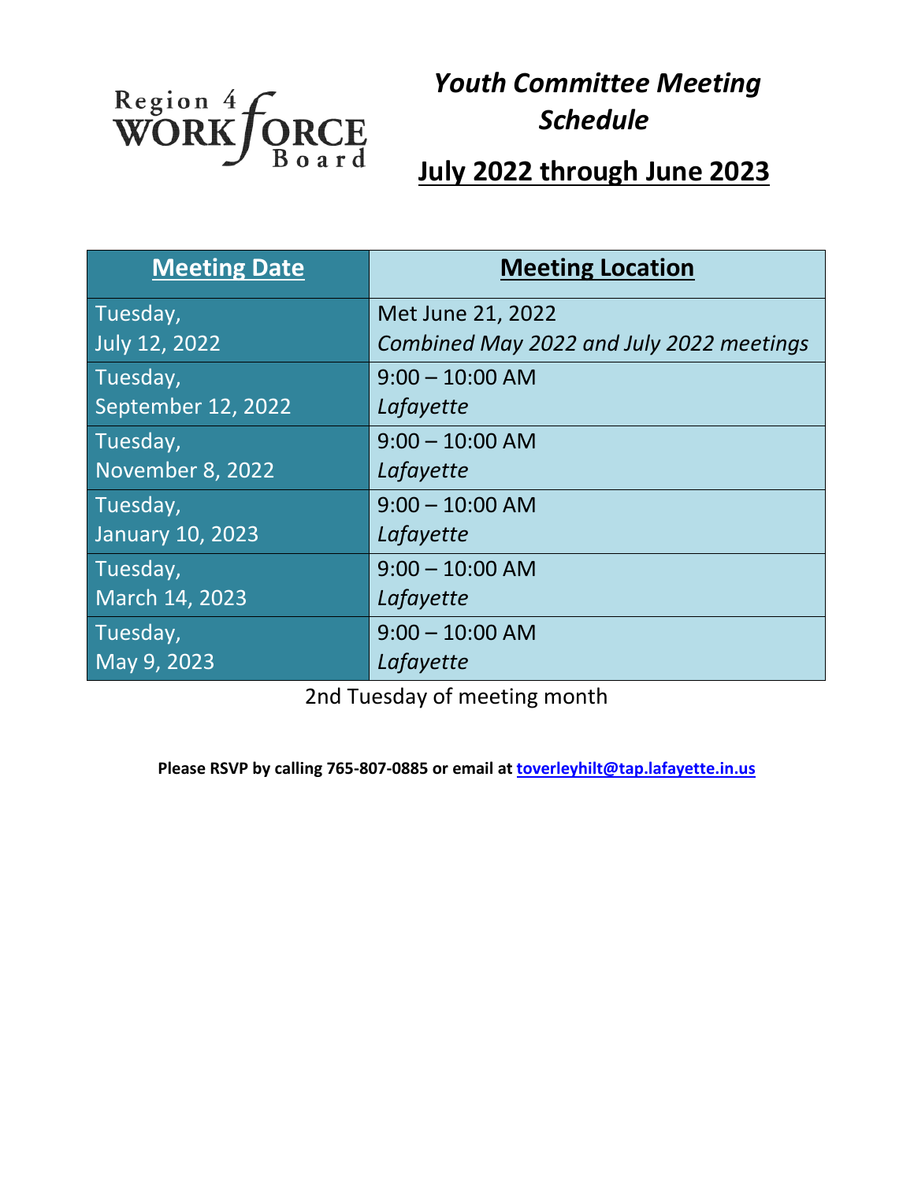Region 4 WORKFORCE Board

# *Youth Committee Meeting Schedule*

## July 2022 through June 2023

| Meeting Date | Meeting Location |
|---|---|
| Tuesday, July 12, 2022 | Met June 21, 2022 *Combined May 2022 and July 2022 meetings* |
| Tuesday, September 12, 2022 | 9:00 – 10:00 AM *Lafayette* |
| Tuesday, November 8, 2022 | 9:00 – 10:00 AM *Lafayette* |
| Tuesday, January 10, 2023 | 9:00 – 10:00 AM *Lafayette* |
| Tuesday, March 14, 2023 | 9:00 – 10:00 AM *Lafayette* |
| Tuesday, May 9, 2023 | 9:00 – 10:00 AM *Lafayette* |

2nd Tuesday of meeting month

**Please RSVP by calling 765-807-0885 or email at toverleyhilt@tap.lafayette.in.us**